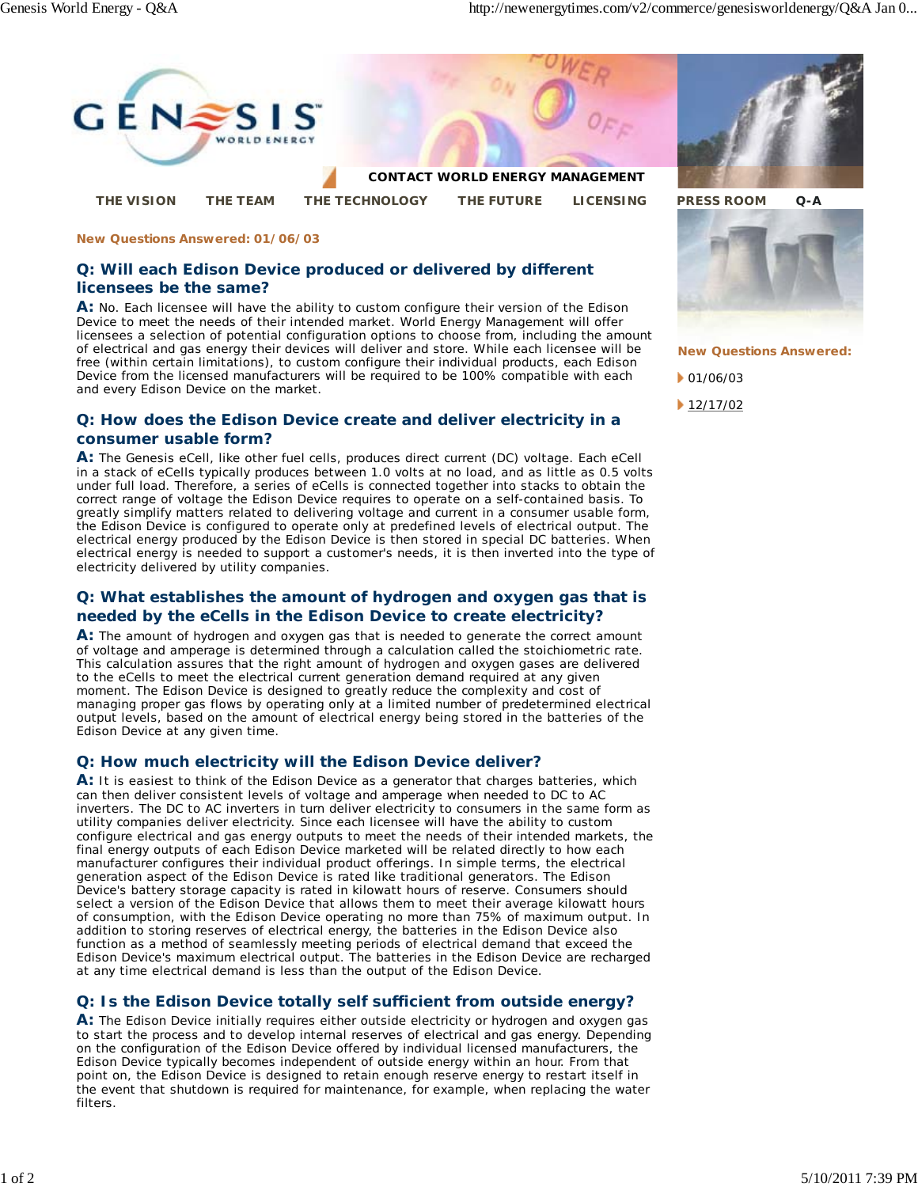GENESIS WORLD ENERGY

CONTACT WORLD ENERGY MANAGEMENT

THE VISION | THE TEAM | THE TECHNOLOGY | THE FUTURE | LICENSING | PRESS ROOM | Q-A

**New Questions Answered: 01/06/03**

### Q: Will each Edison Device produced or delivered by different licensees be the same?

**A:** No. Each licensee will have the ability to custom configure their version of the Edison Device to meet the needs of their intended market. World Energy Management will offer licensees a selection of potential configuration options to choose from, including the amount of electrical and gas energy their devices will deliver and store. While each licensee will be free (within certain limitations), to custom configure their individual products, each Edison Device from the licensed manufacturers will be required to be 100% compatible with each and every Edison Device on the market.

### Q: How does the Edison Device create and deliver electricity in a consumer usable form?

**A:** The Genesis eCell, like other fuel cells, produces direct current (DC) voltage. Each eCell in a stack of eCells typically produces between 1.0 volts at no load, and as little as 0.5 volts under full load. Therefore, a series of eCells is connected together into stacks to obtain the correct range of voltage the Edison Device requires to operate on a self-contained basis. To greatly simplify matters related to delivering voltage and current in a consumer usable form, the Edison Device is configured to operate only at predefined levels of electrical output. The electrical energy produced by the Edison Device is then stored in special DC batteries. When electrical energy is needed to support a customer's needs, it is then inverted into the type of electricity delivered by utility companies.

### Q: What establishes the amount of hydrogen and oxygen gas that is needed by the eCells in the Edison Device to create electricity?

**A:** The amount of hydrogen and oxygen gas that is needed to generate the correct amount of voltage and amperage is determined through a calculation called the stoichiometric rate. This calculation assures that the right amount of hydrogen and oxygen gases are delivered to the eCells to meet the electrical current generation demand required at any given moment. The Edison Device is designed to greatly reduce the complexity and cost of managing proper gas flows by operating only at a limited number of predetermined electrical output levels, based on the amount of electrical energy being stored in the batteries of the Edison Device at any given time.

### Q: How much electricity will the Edison Device deliver?

**A:** It is easiest to think of the Edison Device as a generator that charges batteries, which can then deliver consistent levels of voltage and amperage when needed to DC to AC inverters. The DC to AC inverters in turn deliver electricity to consumers in the same form as utility companies deliver electricity. Since each licensee will have the ability to custom configure electrical and gas energy outputs to meet the needs of their intended markets, the final energy outputs of each Edison Device marketed will be related directly to how each manufacturer configures their individual product offerings. In simple terms, the electrical generation aspect of the Edison Device is rated like traditional generators. The Edison Device's battery storage capacity is rated in kilowatt hours of reserve. Consumers should select a version of the Edison Device that allows them to meet their average kilowatt hours of consumption, with the Edison Device operating no more than 75% of maximum output. In addition to storing reserves of electrical energy, the batteries in the Edison Device also function as a method of seamlessly meeting periods of electrical demand that exceed the Edison Device's maximum electrical output. The batteries in the Edison Device are recharged at any time electrical demand is less than the output of the Edison Device.

### Q: Is the Edison Device totally self sufficient from outside energy?

**A:** The Edison Device initially requires either outside electricity or hydrogen and oxygen gas to start the process and to develop internal reserves of electrical and gas energy. Depending on the configuration of the Edison Device offered by individual licensed manufacturers, the Edison Device typically becomes independent of outside energy within an hour. From that point on, the Edison Device is designed to retain enough reserve energy to restart itself in the event that shutdown is required for maintenance, for example, when replacing the water filters.

**New Questions Answered:**

- 01/06/03
- 12/17/02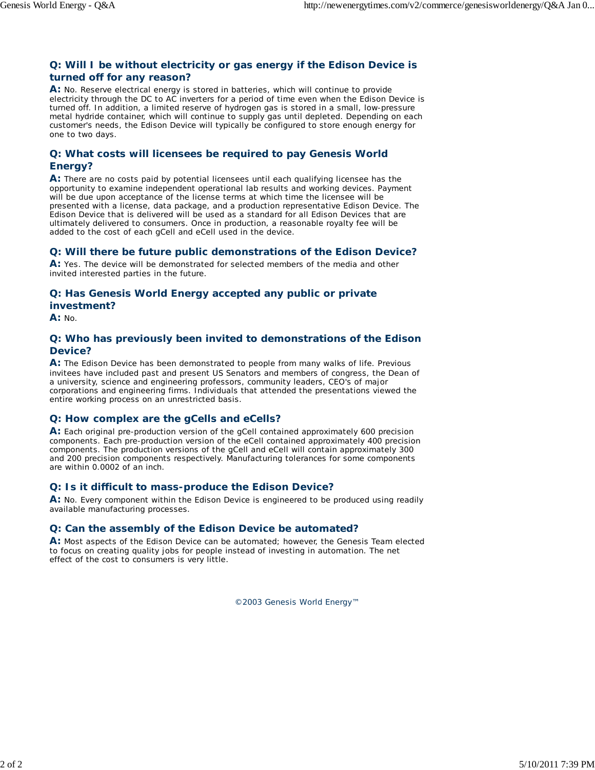### Q: Will I be without electricity or gas energy if the Edison Device is turned off for any reason?

**A:** No. Reserve electrical energy is stored in batteries, which will continue to provide electricity through the DC to AC inverters for a period of time even when the Edison Device is turned off. In addition, a limited reserve of hydrogen gas is stored in a small, low-pressure metal hydride container, which will continue to supply gas until depleted. Depending on each customer's needs, the Edison Device will typically be configured to store enough energy for one to two days.

### Q: What costs will licensees be required to pay Genesis World Energy?

**A:** There are no costs paid by potential licensees until each qualifying licensee has the opportunity to examine independent operational lab results and working devices. Payment will be due upon acceptance of the license terms at which time the licensee will be presented with a license, data package, and a production representative Edison Device. The Edison Device that is delivered will be used as a standard for all Edison Devices that are ultimately delivered to consumers. Once in production, a reasonable royalty fee will be added to the cost of each gCell and eCell used in the device.

### Q: Will there be future public demonstrations of the Edison Device?

**A:** Yes. The device will be demonstrated for selected members of the media and other invited interested parties in the future.

### Q: Has Genesis World Energy accepted any public or private investment?

**A:** No.

### Q: Who has previously been invited to demonstrations of the Edison Device?

**A:** The Edison Device has been demonstrated to people from many walks of life. Previous invitees have included past and present US Senators and members of congress, the Dean of a university, science and engineering professors, community leaders, CEO's of major corporations and engineering firms. Individuals that attended the presentations viewed the entire working process on an unrestricted basis.

### Q: How complex are the gCells and eCells?

**A:** Each original pre-production version of the gCell contained approximately 600 precision components. Each pre-production version of the eCell contained approximately 400 precision components. The production versions of the gCell and eCell will contain approximately 300 and 200 precision components respectively. Manufacturing tolerances for some components are within 0.0002 of an inch.

### Q: Is it difficult to mass-produce the Edison Device?

**A:** No. Every component within the Edison Device is engineered to be produced using readily available manufacturing processes.

### Q: Can the assembly of the Edison Device be automated?

**A:** Most aspects of the Edison Device can be automated; however, the Genesis Team elected to focus on creating quality jobs for people instead of investing in automation. The net effect of the cost to consumers is very little.

©2003 Genesis World Energy™